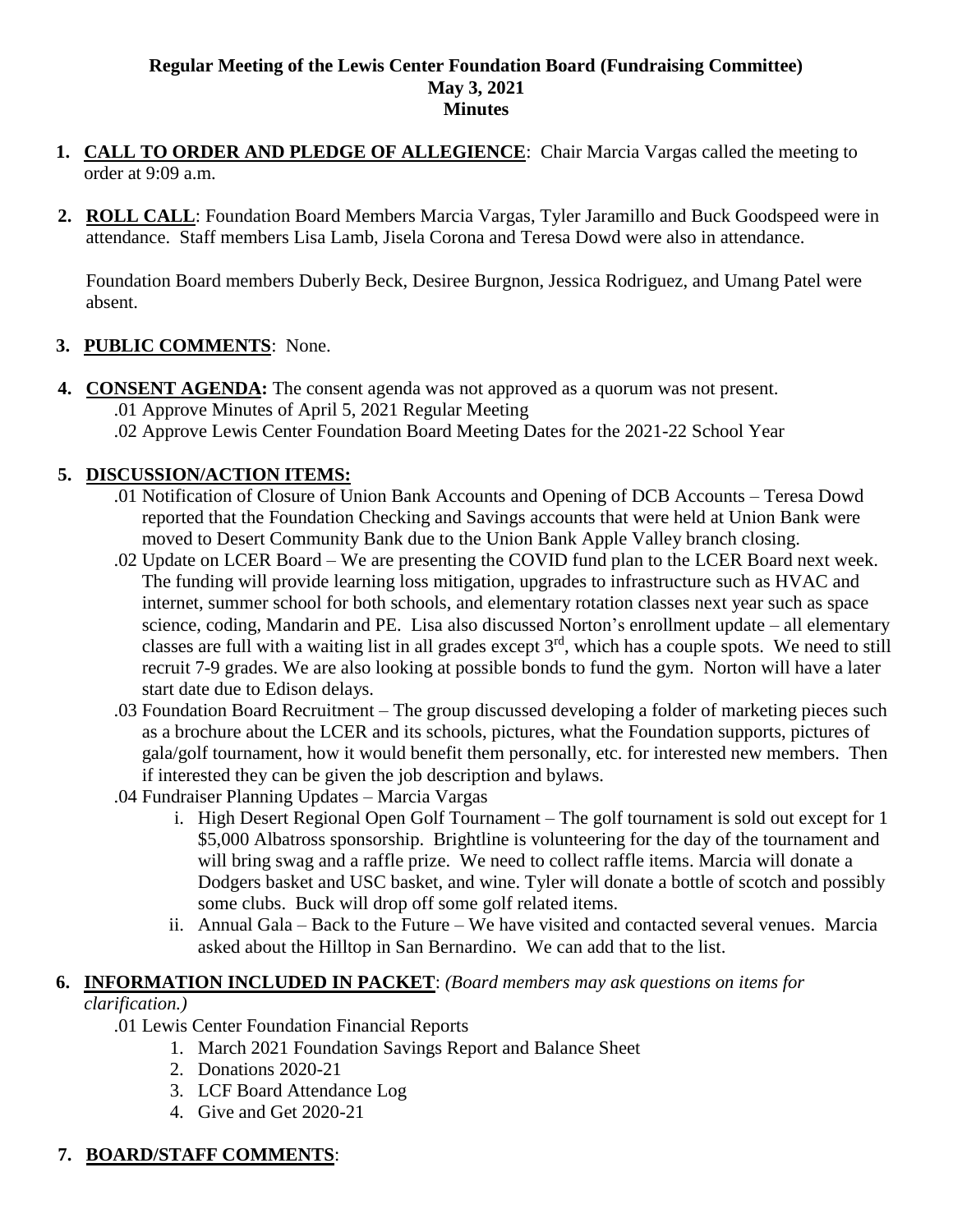# Regular Meeting of the Lewis Center Foundation Board (Fundraising Committee)
## May 3, 2021
## Minutes

1. **CALL TO ORDER AND PLEDGE OF ALLEGIENCE**: Chair Marcia Vargas called the meeting to order at 9:09 a.m.

2. **ROLL CALL**: Foundation Board Members Marcia Vargas, Tyler Jaramillo and Buck Goodspeed were in attendance. Staff members Lisa Lamb, Jisela Corona and Teresa Dowd were also in attendance.

   Foundation Board members Duberly Beck, Desiree Burgnon, Jessica Rodriguez, and Umang Patel were absent.

3. **PUBLIC COMMENTS**: None.

4. **CONSENT AGENDA:** The consent agenda was not approved as a quorum was not present.
   - .01 Approve Minutes of April 5, 2021 Regular Meeting
   - .02 Approve Lewis Center Foundation Board Meeting Dates for the 2021-22 School Year

5. **DISCUSSION/ACTION ITEMS:**
   - .01 Notification of Closure of Union Bank Accounts and Opening of DCB Accounts – Teresa Dowd reported that the Foundation Checking and Savings accounts that were held at Union Bank were moved to Desert Community Bank due to the Union Bank Apple Valley branch closing.
   - .02 Update on LCER Board – We are presenting the COVID fund plan to the LCER Board next week. The funding will provide learning loss mitigation, upgrades to infrastructure such as HVAC and internet, summer school for both schools, and elementary rotation classes next year such as space science, coding, Mandarin and PE. Lisa also discussed Norton's enrollment update – all elementary classes are full with a waiting list in all grades except 3rd, which has a couple spots. We need to still recruit 7-9 grades. We are also looking at possible bonds to fund the gym. Norton will have a later start date due to Edison delays.
   - .03 Foundation Board Recruitment – The group discussed developing a folder of marketing pieces such as a brochure about the LCER and its schools, pictures, what the Foundation supports, pictures of gala/golf tournament, how it would benefit them personally, etc. for interested new members. Then if interested they can be given the job description and bylaws.
   - .04 Fundraiser Planning Updates – Marcia Vargas
     - i. High Desert Regional Open Golf Tournament – The golf tournament is sold out except for 1 $5,000 Albatross sponsorship. Brightline is volunteering for the day of the tournament and will bring swag and a raffle prize. We need to collect raffle items. Marcia will donate a Dodgers basket and USC basket, and wine. Tyler will donate a bottle of scotch and possibly some clubs. Buck will drop off some golf related items.
     - ii. Annual Gala – Back to the Future – We have visited and contacted several venues. Marcia asked about the Hilltop in San Bernardino. We can add that to the list.

6. **INFORMATION INCLUDED IN PACKET**: *(Board members may ask questions on items for clarification.)*
   - .01 Lewis Center Foundation Financial Reports
     1. March 2021 Foundation Savings Report and Balance Sheet
     2. Donations 2020-21
     3. LCF Board Attendance Log
     4. Give and Get 2020-21

7. **BOARD/STAFF COMMENTS**: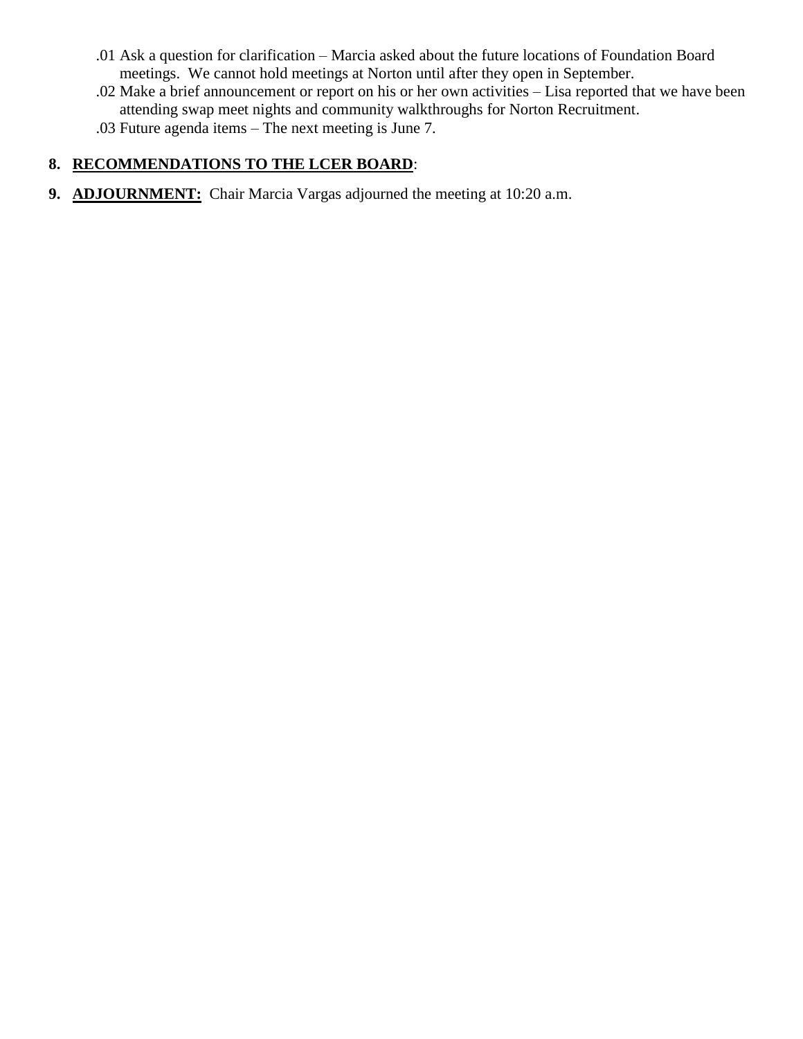.01 Ask a question for clarification – Marcia asked about the future locations of Foundation Board meetings. We cannot hold meetings at Norton until after they open in September.

.02 Make a brief announcement or report on his or her own activities – Lisa reported that we have been attending swap meet nights and community walkthroughs for Norton Recruitment.

.03 Future agenda items – The next meeting is June 7.

**8. RECOMMENDATIONS TO THE LCER BOARD**:

**9. ADJOURNMENT:** Chair Marcia Vargas adjourned the meeting at 10:20 a.m.